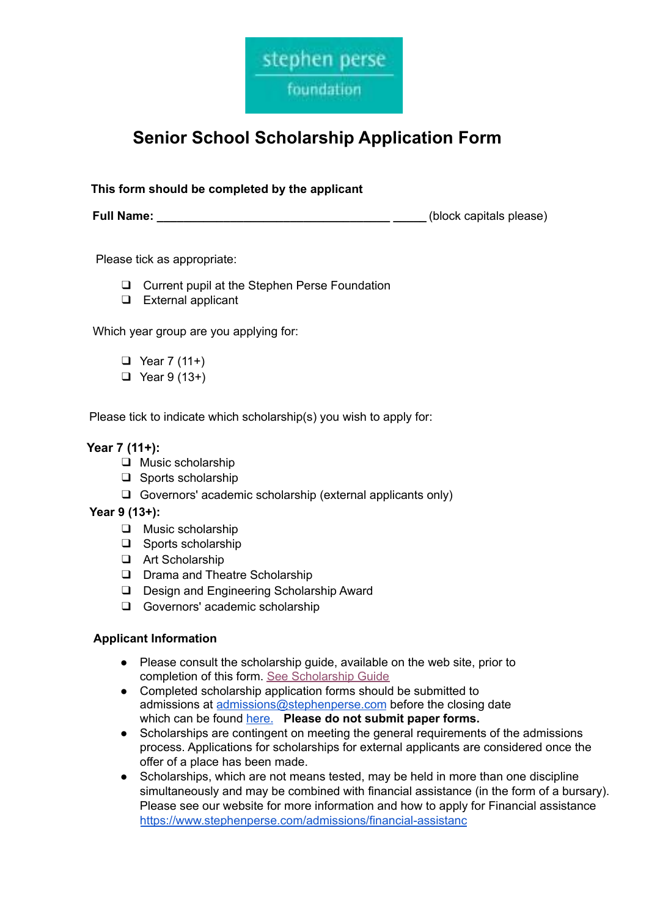stephen perse foundation

# Senior School Scholarship Application Form

**This form should be completed by the applicant**

**Full Name: ____________________________________ _____** (block capitals please)

Please tick as appropriate:

- ❑ Current pupil at the Stephen Perse Foundation
- ❑ External applicant

Which year group are you applying for:

- ❑ Year 7 (11+)
- ❑ Year 9 (13+)

Please tick to indicate which scholarship(s) you wish to apply for:

**Year 7 (11+):**

- ❑ Music scholarship
- ❑ Sports scholarship
- ❑ Governors' academic scholarship (external applicants only)

**Year 9 (13+):**

- ❑ Music scholarship
- ❑ Sports scholarship
- ❑ Art Scholarship
- ❑ Drama and Theatre Scholarship
- ❑ Design and Engineering Scholarship Award
- ❑ Governors' academic scholarship

**Applicant Information**

- Please consult the scholarship guide, available on the web site, prior to completion of this form. See Scholarship Guide
- Completed scholarship application forms should be submitted to admissions at admissions@stephenperse.com before the closing date which can be found here. **Please do not submit paper forms.**
- Scholarships are contingent on meeting the general requirements of the admissions process. Applications for scholarships for external applicants are considered once the offer of a place has been made.
- Scholarships, which are not means tested, may be held in more than one discipline simultaneously and may be combined with financial assistance (in the form of a bursary). Please see our website for more information and how to apply for Financial assistance https://www.stephenperse.com/admissions/financial-assistanc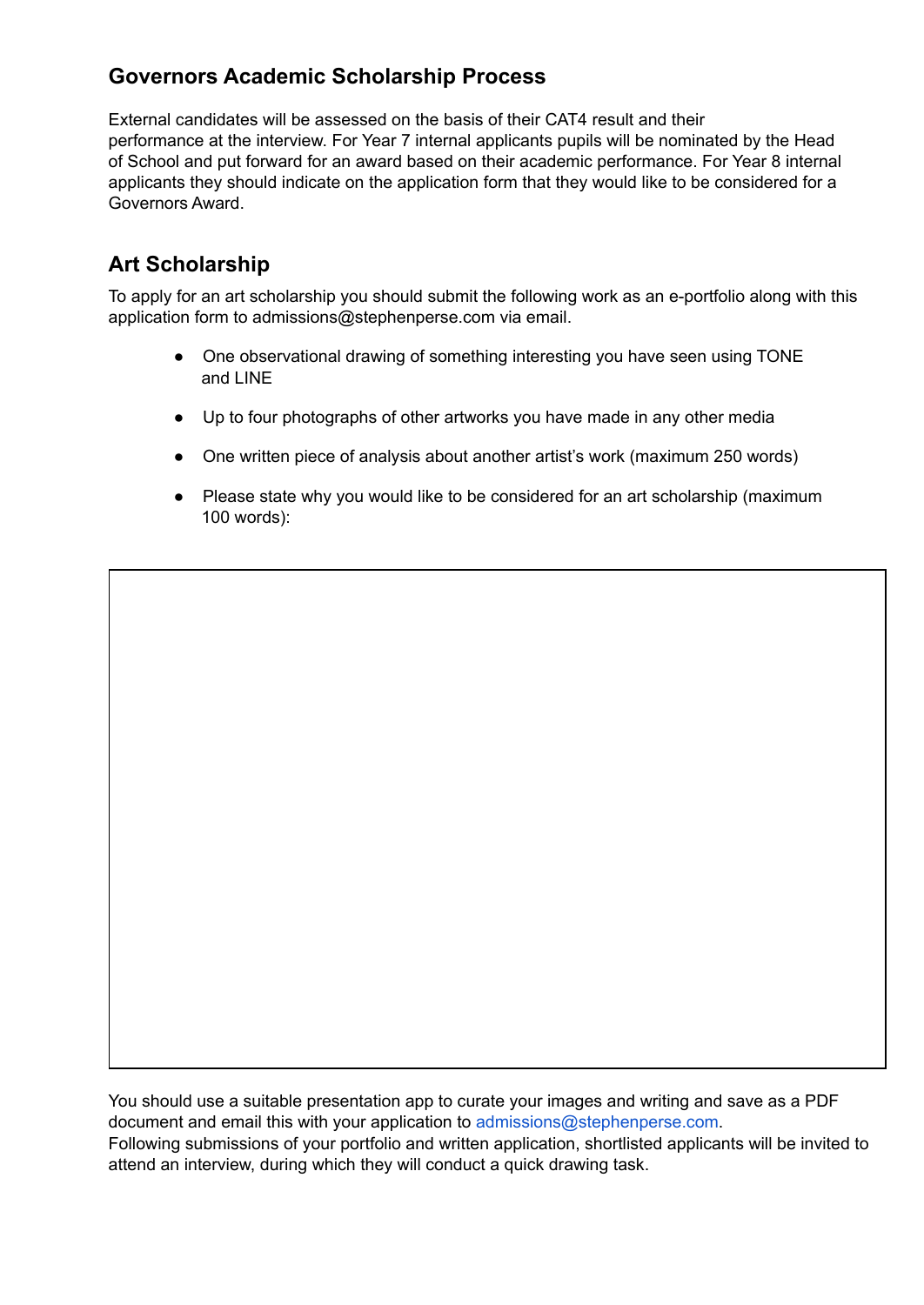## Governors Academic Scholarship Process

External candidates will be assessed on the basis of their CAT4 result and their performance at the interview. For Year 7 internal applicants pupils will be nominated by the Head of School and put forward for an award based on their academic performance. For Year 8 internal applicants they should indicate on the application form that they would like to be considered for a Governors Award.

## Art Scholarship

To apply for an art scholarship you should submit the following work as an e-portfolio along with this application form to admissions@stephenperse.com via email.

- One observational drawing of something interesting you have seen using TONE and LINE
- Up to four photographs of other artworks you have made in any other media
- One written piece of analysis about another artist's work (maximum 250 words)
- Please state why you would like to be considered for an art scholarship (maximum 100 words):

You should use a suitable presentation app to curate your images and writing and save as a PDF document and email this with your application to admissions@stephenperse.com.
Following submissions of your portfolio and written application, shortlisted applicants will be invited to attend an interview, during which they will conduct a quick drawing task.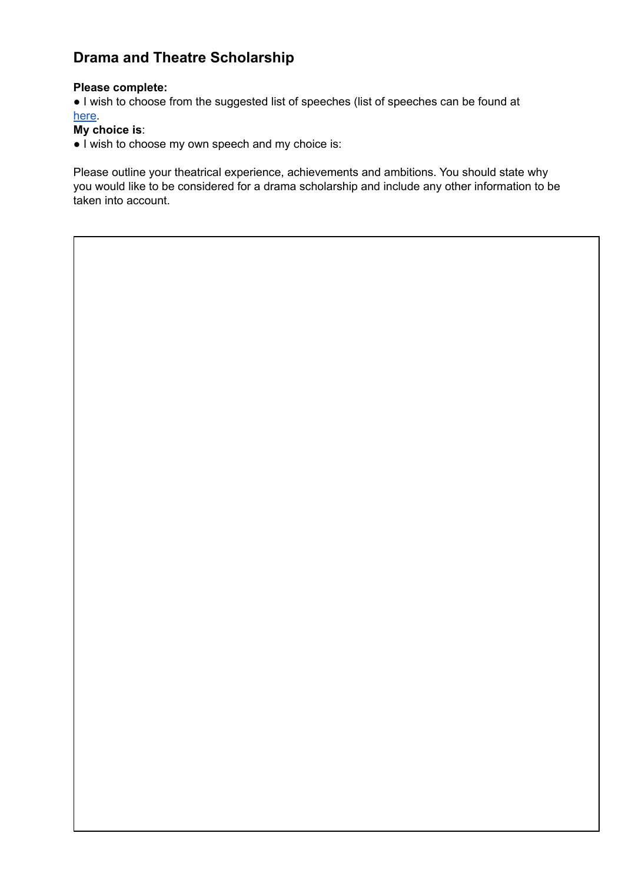## Drama and Theatre Scholarship

**Please complete:**

- I wish to choose from the suggested list of speeches (list of speeches can be found at [here](here).

**My choice is**:

- I wish to choose my own speech and my choice is:

Please outline your theatrical experience, achievements and ambitions. You should state why you would like to be considered for a drama scholarship and include any other information to be taken into account.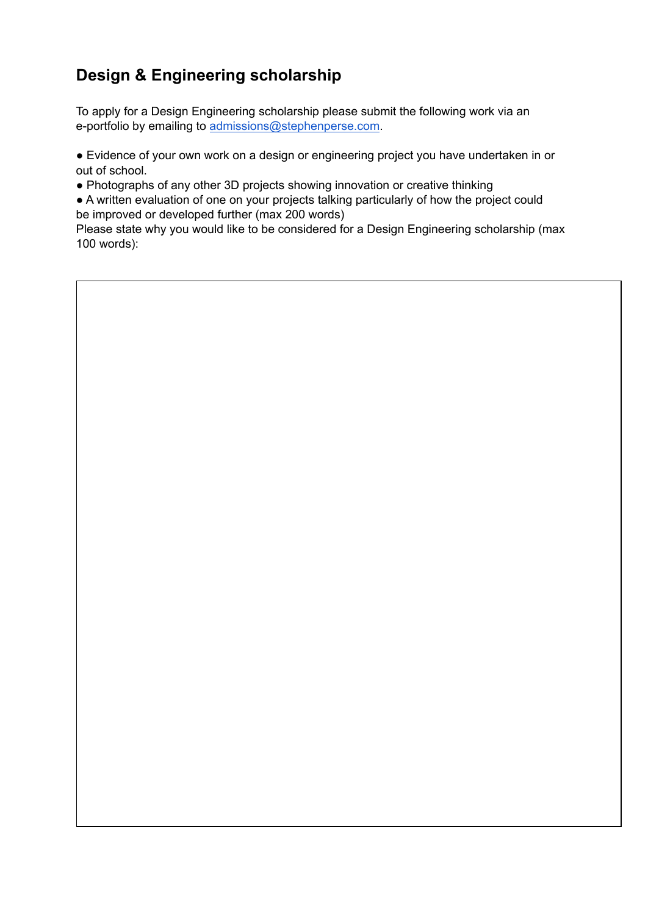## Design & Engineering scholarship

To apply for a Design Engineering scholarship please submit the following work via an e-portfolio by emailing to [admissions@stephenperse.com](mailto:admissions@stephenperse.com).

- Evidence of your own work on a design or engineering project you have undertaken in or out of school.
- Photographs of any other 3D projects showing innovation or creative thinking
- A written evaluation of one on your projects talking particularly of how the project could be improved or developed further (max 200 words)

Please state why you would like to be considered for a Design Engineering scholarship (max 100 words):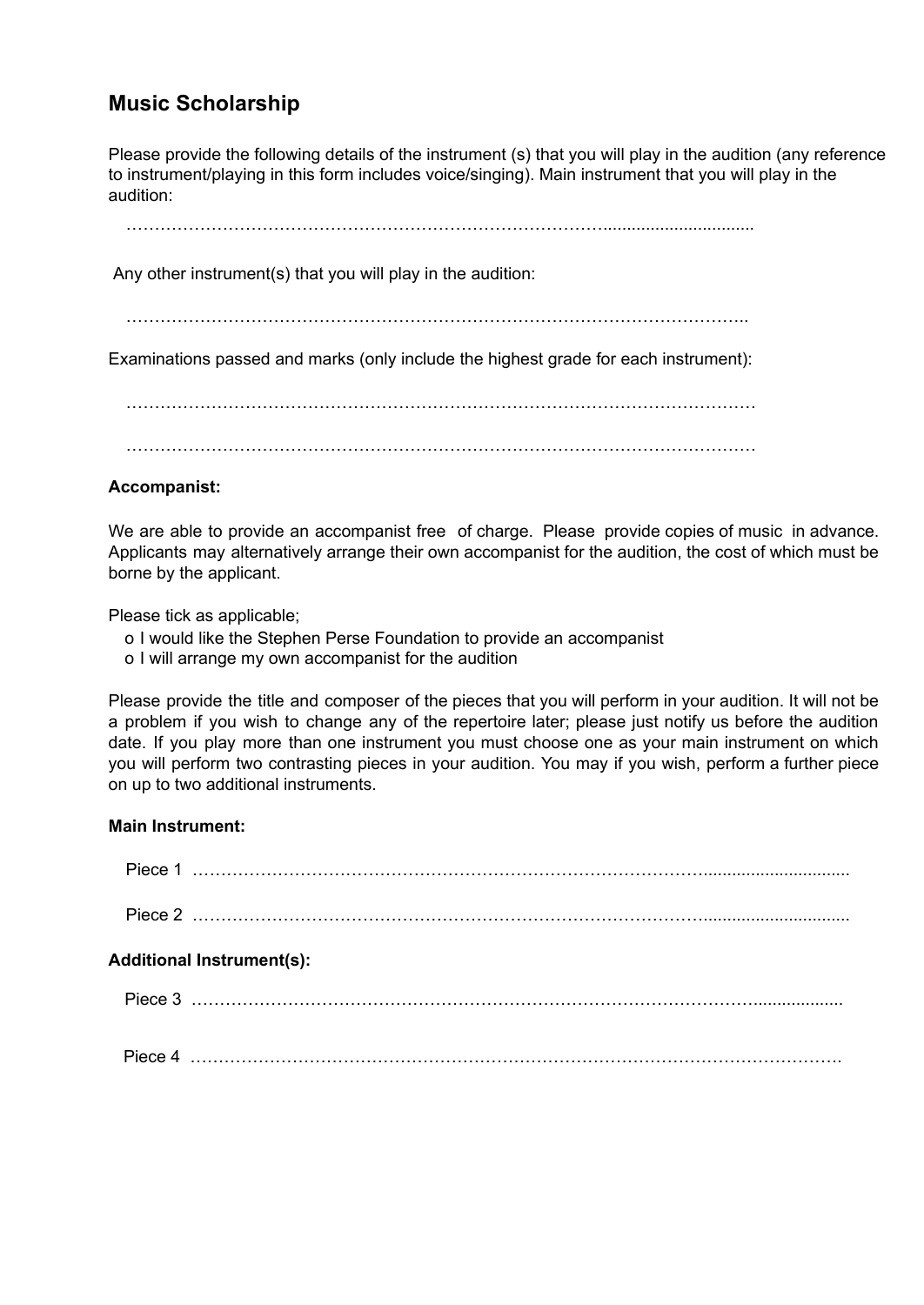## Music Scholarship

Please provide the following details of the instrument (s) that you will play in the audition (any reference to instrument/playing in this form includes voice/singing). Main instrument that you will play in the audition:

…………………………………………………………………………………...............................

Any other instrument(s) that you will play in the audition:

………………………………………………………………………………………………..

Examinations passed and marks (only include the highest grade for each instrument):

…………………………………………………………………………………………………

…………………………………………………………………………………………………

**Accompanist:**

We are able to provide an accompanist free of charge. Please provide copies of music in advance. Applicants may alternatively arrange their own accompanist for the audition, the cost of which must be borne by the applicant.

Please tick as applicable;

- o I would like the Stephen Perse Foundation to provide an accompanist
- o I will arrange my own accompanist for the audition

Please provide the title and composer of the pieces that you will perform in your audition. It will not be a problem if you wish to change any of the repertoire later; please just notify us before the audition date. If you play more than one instrument you must choose one as your main instrument on which you will perform two contrasting pieces in your audition. You may if you wish, perform a further piece on up to two additional instruments.

**Main Instrument:**

Piece 1 …………………………………………………………………………………...............................

Piece 2 …………………………………………………………………………………...............................

**Additional Instrument(s):**

Piece 3 ………………………………………………………………………………………….................

Piece 4 ……………………………………………………………………………………………………….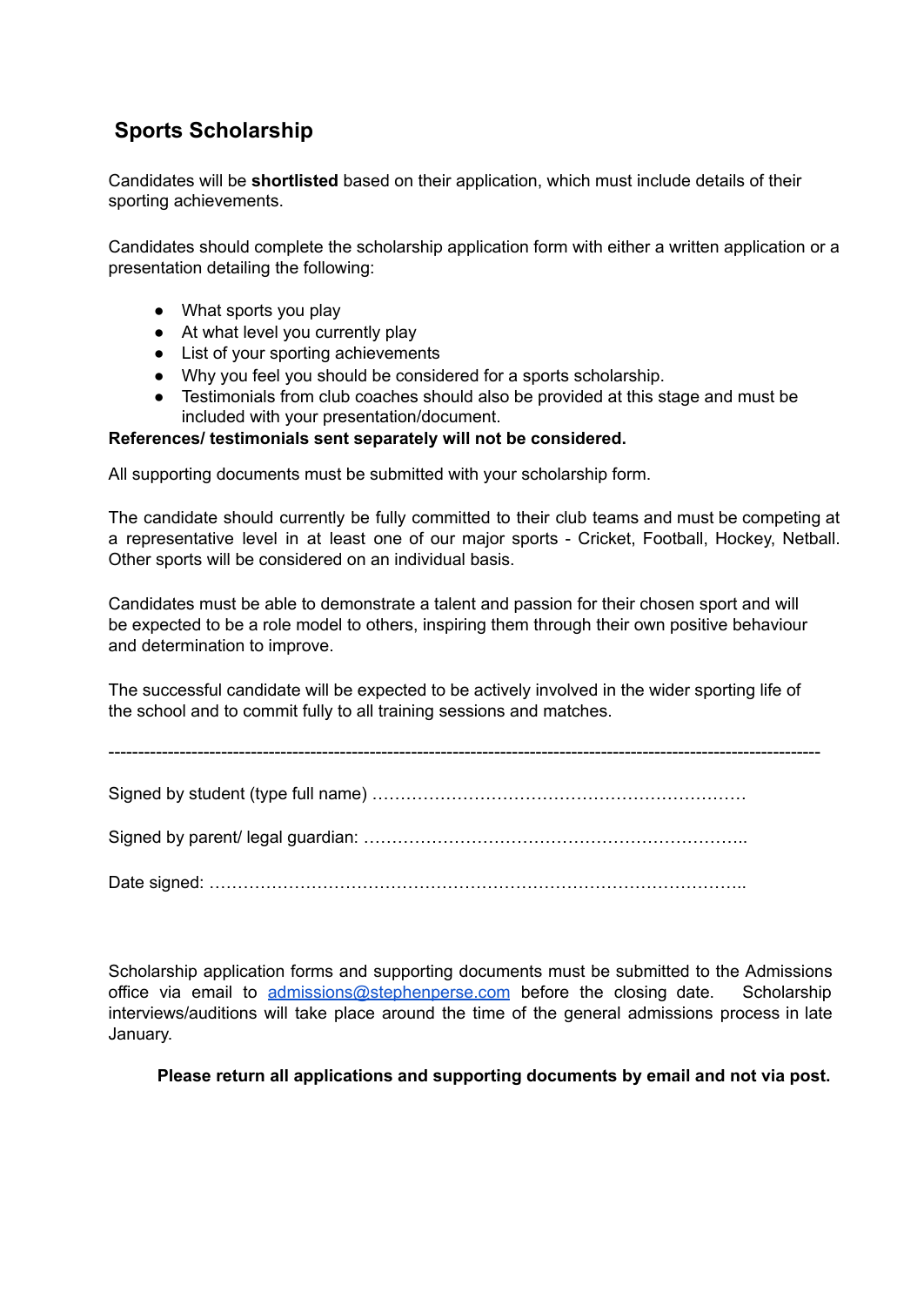## Sports Scholarship

Candidates will be **shortlisted** based on their application, which must include details of their sporting achievements.

Candidates should complete the scholarship application form with either a written application or a presentation detailing the following:

- What sports you play
- At what level you currently play
- List of your sporting achievements
- Why you feel you should be considered for a sports scholarship.
- Testimonials from club coaches should also be provided at this stage and must be included with your presentation/document.

**References/ testimonials sent separately will not be considered.**

All supporting documents must be submitted with your scholarship form.

The candidate should currently be fully committed to their club teams and must be competing at a representative level in at least one of our major sports - Cricket, Football, Hockey, Netball. Other sports will be considered on an individual basis.

Candidates must be able to demonstrate a talent and passion for their chosen sport and will be expected to be a role model to others, inspiring them through their own positive behaviour and determination to improve.

The successful candidate will be expected to be actively involved in the wider sporting life of the school and to commit fully to all training sessions and matches.

---

Signed by student (type full name) ………………………………………………………

Signed by parent/ legal guardian: …………………………………………………………..

Date signed: ……………………………………………………………………………………..

Scholarship application forms and supporting documents must be submitted to the Admissions office via email to admissions@stephenperse.com before the closing date. Scholarship interviews/auditions will take place around the time of the general admissions process in late January.

**Please return all applications and supporting documents by email and not via post.**